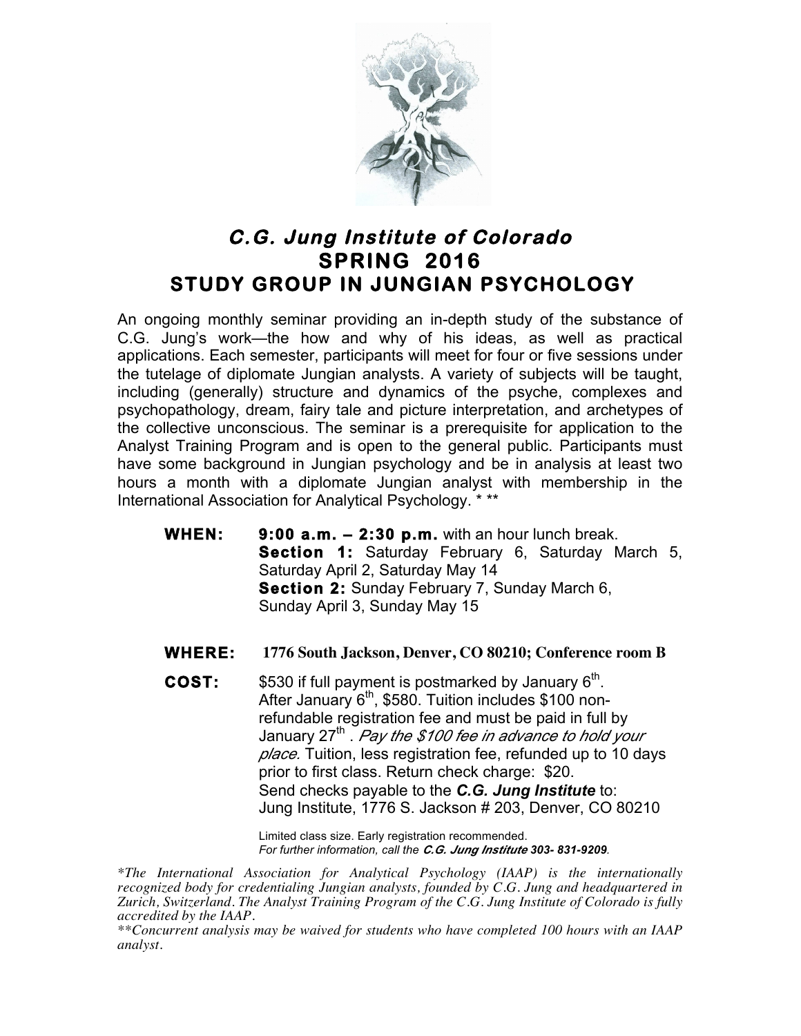# *C.G. Jung Institute of Colorado*

## SPRING 2016

## STUDY GROUP IN JUNGIAN PSYCHOLOGY

An ongoing monthly seminar providing an in-depth study of the substance of C.G. Jung's work—the how and why of his ideas, as well as practical applications. Each semester, participants will meet for four or five sessions under the tutelage of diplomate Jungian analysts. A variety of subjects will be taught, including (generally) structure and dynamics of the psyche, complexes and psychopathology, dream, fairy tale and picture interpretation, and archetypes of the collective unconscious. The seminar is a prerequisite for application to the Analyst Training Program and is open to the general public. Participants must have some background in Jungian psychology and be in analysis at least two hours a month with a diplomate Jungian analyst with membership in the International Association for Analytical Psychology. * **

**WHEN:** **9:00 a.m. – 2:30 p.m.** with an hour lunch break.
**Section 1:** Saturday February 6, Saturday March 5, Saturday April 2, Saturday May 14
**Section 2:** Sunday February 7, Sunday March 6, Sunday April 3, Sunday May 15

**WHERE:** **1776 South Jackson, Denver, CO 80210; Conference room B**

**COST:** $530 if full payment is postmarked by January 6th. After January 6th, $580. Tuition includes $100 non-refundable registration fee and must be paid in full by January 27th . *Pay the $100 fee in advance to hold your place.* Tuition, less registration fee, refunded up to 10 days prior to first class. Return check charge: $20.
Send checks payable to the ***C.G. Jung Institute*** to:
Jung Institute, 1776 S. Jackson # 203, Denver, CO 80210

Limited class size. Early registration recommended.
*For further information, call the **C.G. Jung Institute 303- 831-9209**.*

*\*The International Association for Analytical Psychology (IAAP) is the internationally recognized body for credentialing Jungian analysts, founded by C.G. Jung and headquartered in Zurich, Switzerland. The Analyst Training Program of the C.G. Jung Institute of Colorado is fully accredited by the IAAP.*

*\*\*Concurrent analysis may be waived for students who have completed 100 hours with an IAAP analyst.*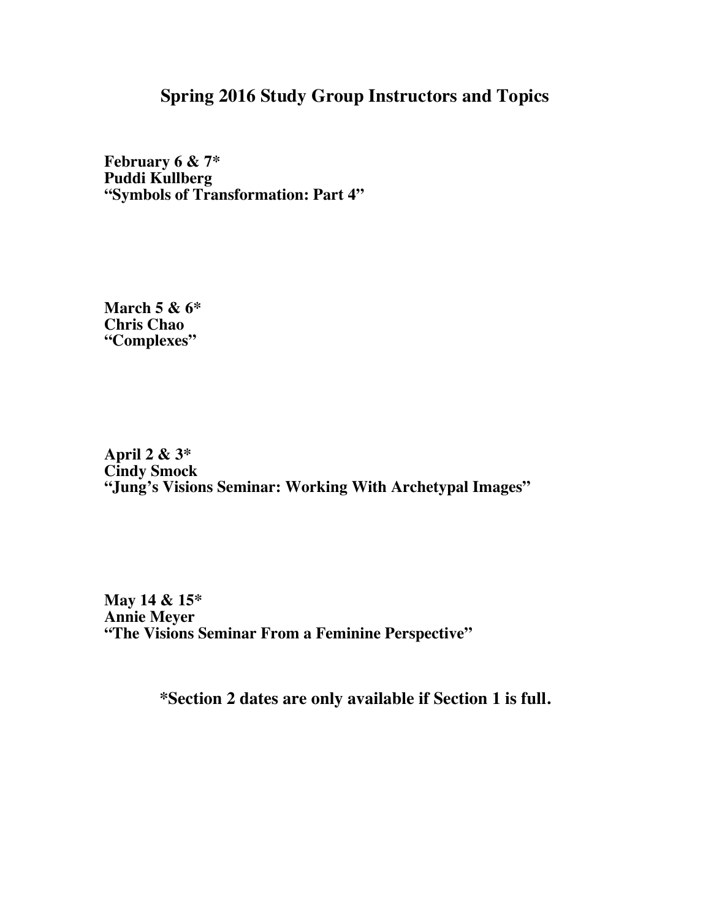# Spring 2016 Study Group Instructors and Topics

**February 6 & 7***
**Puddi Kullberg**
**"Symbols of Transformation: Part 4"**

**March 5 & 6***
**Chris Chao**
**"Complexes"**

**April 2 & 3***
**Cindy Smock**
**"Jung's Visions Seminar: Working With Archetypal Images"**

**May 14 & 15***
**Annie Meyer**
**"The Visions Seminar From a Feminine Perspective"**

**\*Section 2 dates are only available if Section 1 is full.**